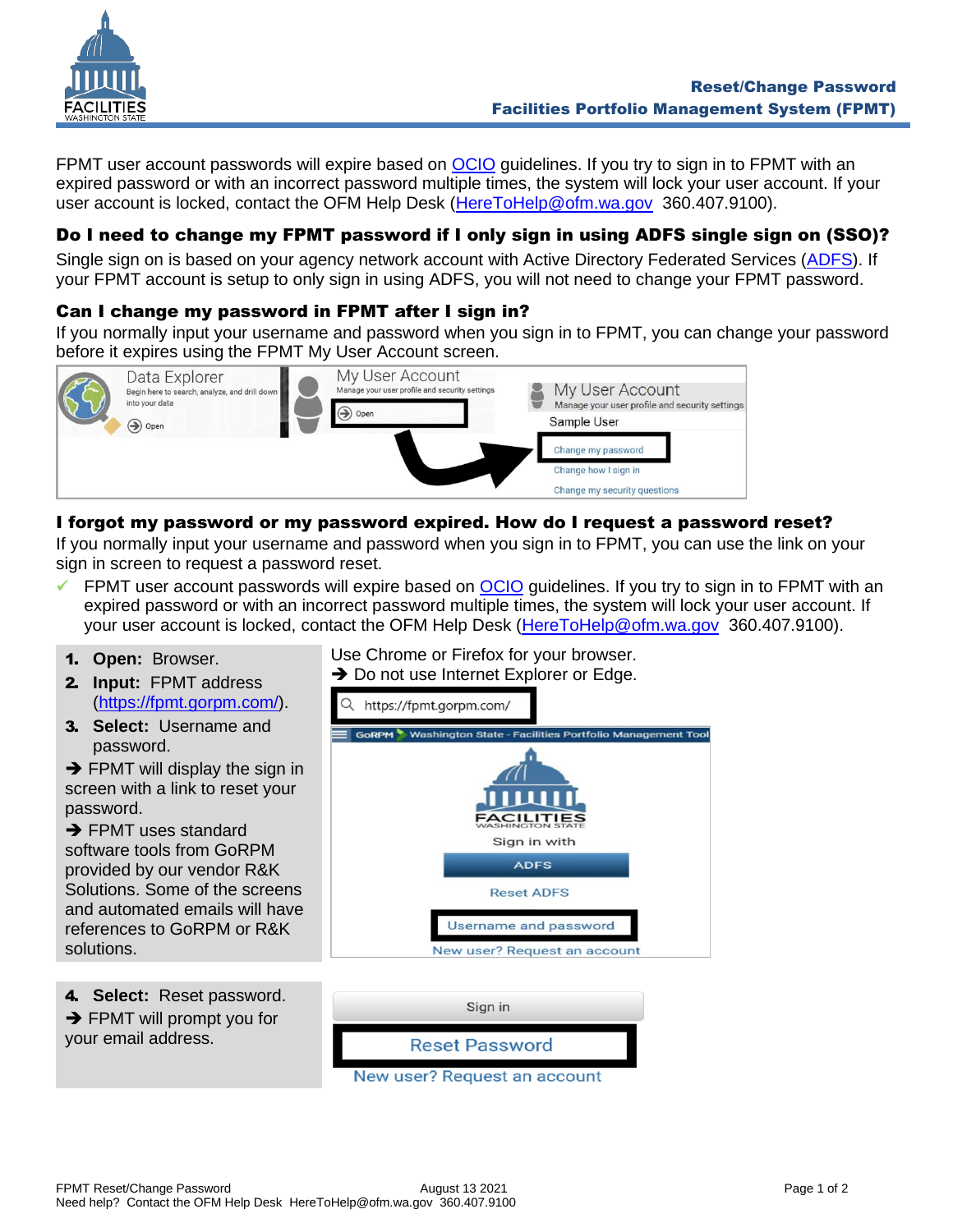# Reset/Change Password
## Facilities Portfolio Management System (FPMT)

FPMT user account passwords will expire based on OCIO guidelines. If you try to sign in to FPMT with an expired password or with an incorrect password multiple times, the system will lock your user account. If your user account is locked, contact the OFM Help Desk (HereToHelp@ofm.wa.gov 360.407.9100).

### Do I need to change my FPMT password if I only sign in using ADFS single sign on (SSO)?

Single sign on is based on your agency network account with Active Directory Federated Services (ADFS). If your FPMT account is setup to only sign in using ADFS, you will not need to change your FPMT password.

### Can I change my password in FPMT after I sign in?

If you normally input your username and password when you sign in to FPMT, you can change your password before it expires using the FPMT My User Account screen.

### I forgot my password or my password expired. How do I request a password reset?

If you normally input your username and password when you sign in to FPMT, you can use the link on your sign in screen to request a password reset.

- ✓ FPMT user account passwords will expire based on OCIO guidelines. If you try to sign in to FPMT with an expired password or with an incorrect password multiple times, the system will lock your user account. If your user account is locked, contact the OFM Help Desk (HereToHelp@ofm.wa.gov 360.407.9100).

1. **Open:** Browser.
2. **Input:** FPMT address (https://fpmt.gorpm.com/).
3. **Select:** Username and password.

➔ FPMT will display the sign in screen with a link to reset your password.

➔ FPMT uses standard software tools from GoRPM provided by our vendor R&K Solutions. Some of the screens and automated emails will have references to GoRPM or R&K solutions.

Use Chrome or Firefox for your browser.
➔ Do not use Internet Explorer or Edge.

4. **Select:** Reset password.

➔ FPMT will prompt you for your email address.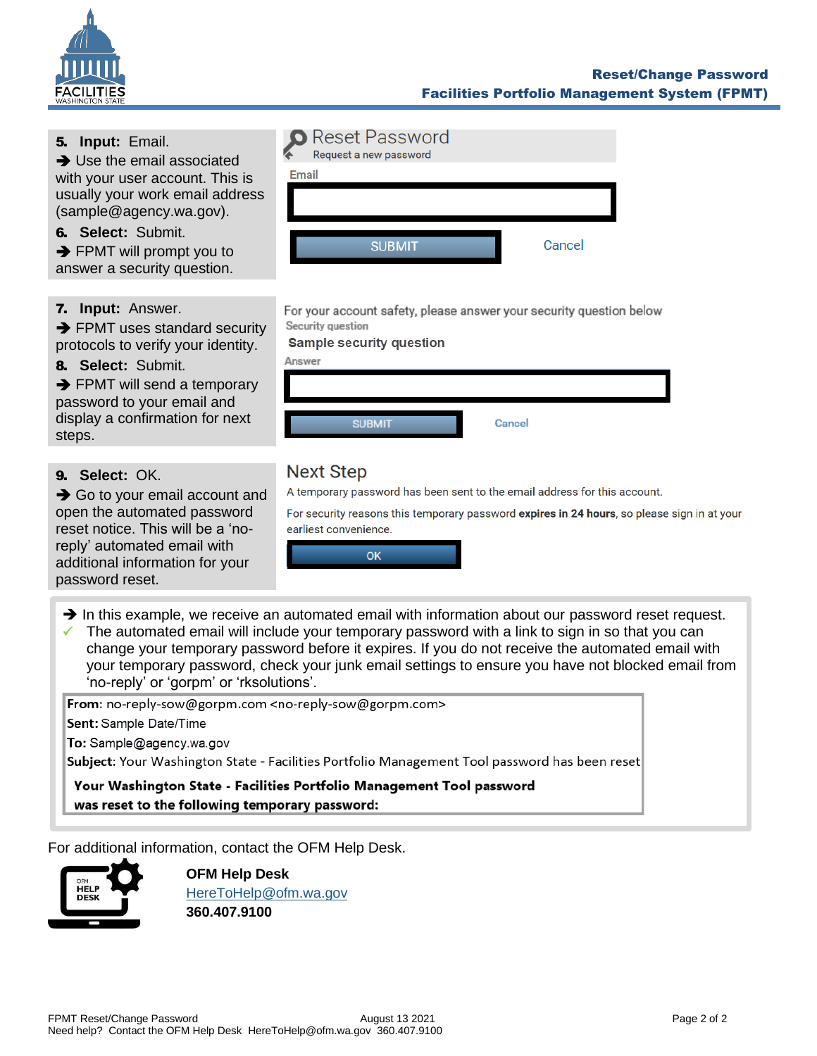**5. Input:** Email.

➔ Use the email associated with your user account. This is usually your work email address (sample@agency.wa.gov).

**6. Select:** Submit.

➔ FPMT will prompt you to answer a security question.

Reset Password

Request a new password

Email

SUBMIT Cancel

**7. Input:** Answer.

➔ FPMT uses standard security protocols to verify your identity.

**8. Select:** Submit.

➔ FPMT will send a temporary password to your email and display a confirmation for next steps.

For your account safety, please answer your security question below

Security question

Sample security question

Answer

SUBMIT Cancel

**9. Select:** OK.

➔ Go to your email account and open the automated password reset notice. This will be a 'no-reply' automated email with additional information for your password reset.

Next Step

A temporary password has been sent to the email address for this account.

For security reasons this temporary password **expires in 24 hours**, so please sign in at your earliest convenience.

OK

➔ In this example, we receive an automated email with information about our password reset request.

✓ The automated email will include your temporary password with a link to sign in so that you can change your temporary password before it expires. If you do not receive the automated email with your temporary password, check your junk email settings to ensure you have not blocked email from 'no-reply' or 'gorpm' or 'rksolutions'.

**From:** no-reply-sow@gorpm.com <no-reply-sow@gorpm.com>
**Sent:** Sample Date/Time
**To:** Sample@agency.wa.gov
**Subject:** Your Washington State - Facilities Portfolio Management Tool password has been reset

**Your Washington State - Facilities Portfolio Management Tool password was reset to the following temporary password:**

For additional information, contact the OFM Help Desk.

**OFM Help Desk**
HereToHelp@ofm.wa.gov
**360.407.9100**